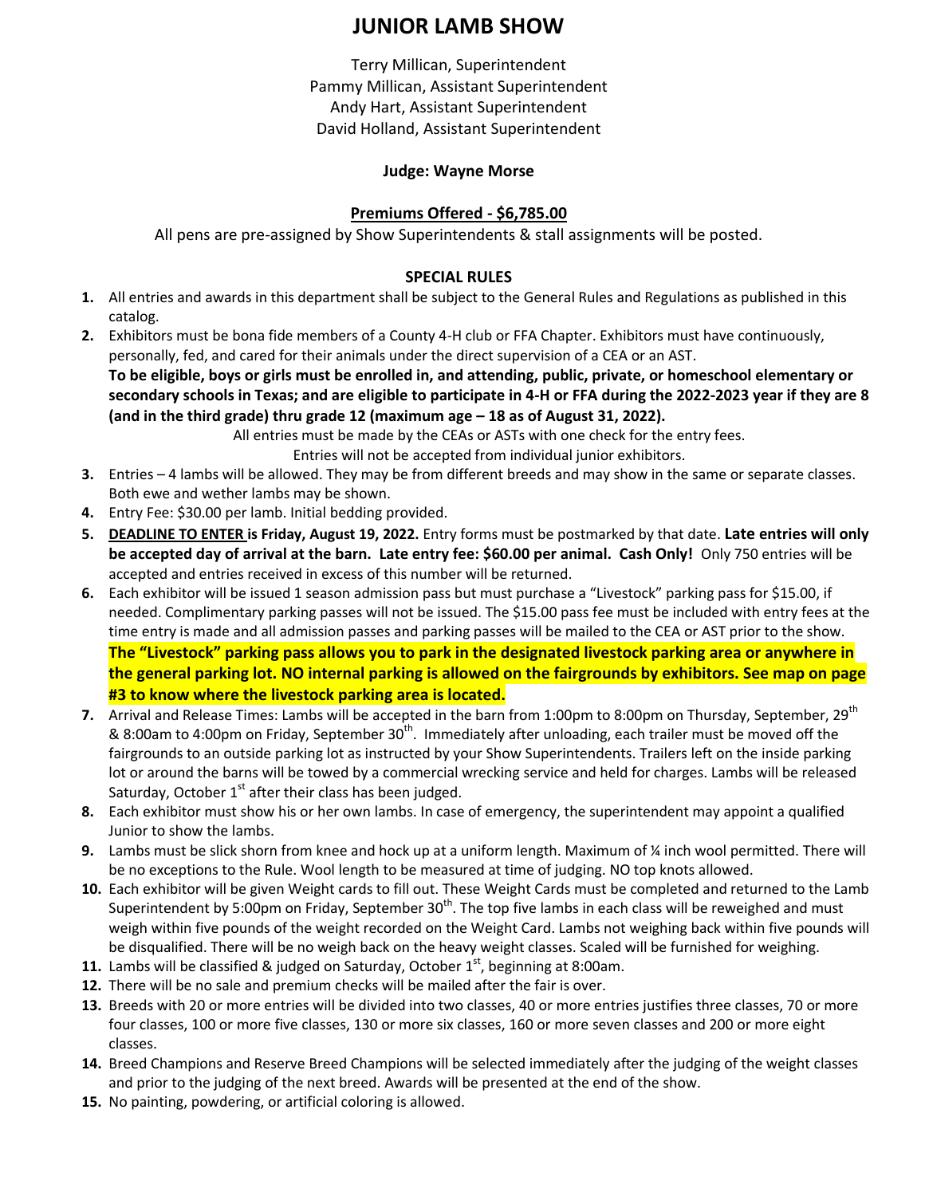# JUNIOR LAMB SHOW

Terry Millican, Superintendent
Pammy Millican, Assistant Superintendent
Andy Hart, Assistant Superintendent
David Holland, Assistant Superintendent

**Judge: Wayne Morse**

**Premiums Offered - $6,785.00**

All pens are pre-assigned by Show Superintendents & stall assignments will be posted.

**SPECIAL RULES**

1. All entries and awards in this department shall be subject to the General Rules and Regulations as published in this catalog.
2. Exhibitors must be bona fide members of a County 4-H club or FFA Chapter. Exhibitors must have continuously, personally, fed, and cared for their animals under the direct supervision of a CEA or an AST.
   **To be eligible, boys or girls must be enrolled in, and attending, public, private, or homeschool elementary or secondary schools in Texas; and are eligible to participate in 4-H or FFA during the 2022-2023 year if they are 8 (and in the third grade) thru grade 12 (maximum age – 18 as of August 31, 2022).**
   All entries must be made by the CEAs or ASTs with one check for the entry fees.
   Entries will not be accepted from individual junior exhibitors.
3. Entries – 4 lambs will be allowed. They may be from different breeds and may show in the same or separate classes. Both ewe and wether lambs may be shown.
4. Entry Fee: $30.00 per lamb. Initial bedding provided.
5. **DEADLINE TO ENTER is Friday, August 19, 2022.** Entry forms must be postmarked by that date. **Late entries will only be accepted day of arrival at the barn. Late entry fee: $60.00 per animal. Cash Only!** Only 750 entries will be accepted and entries received in excess of this number will be returned.
6. Each exhibitor will be issued 1 season admission pass but must purchase a "Livestock" parking pass for $15.00, if needed. Complimentary parking passes will not be issued. The $15.00 pass fee must be included with entry fees at the time entry is made and all admission passes and parking passes will be mailed to the CEA or AST prior to the show.
   **The "Livestock" parking pass allows you to park in the designated livestock parking area or anywhere in the general parking lot. NO internal parking is allowed on the fairgrounds by exhibitors. See map on page #3 to know where the livestock parking area is located.**
7. Arrival and Release Times: Lambs will be accepted in the barn from 1:00pm to 8:00pm on Thursday, September, 29th & 8:00am to 4:00pm on Friday, September 30th. Immediately after unloading, each trailer must be moved off the fairgrounds to an outside parking lot as instructed by your Show Superintendents. Trailers left on the inside parking lot or around the barns will be towed by a commercial wrecking service and held for charges. Lambs will be released Saturday, October 1st after their class has been judged.
8. Each exhibitor must show his or her own lambs. In case of emergency, the superintendent may appoint a qualified Junior to show the lambs.
9. Lambs must be slick shorn from knee and hock up at a uniform length. Maximum of ¼ inch wool permitted. There will be no exceptions to the Rule. Wool length to be measured at time of judging. NO top knots allowed.
10. Each exhibitor will be given Weight cards to fill out. These Weight Cards must be completed and returned to the Lamb Superintendent by 5:00pm on Friday, September 30th. The top five lambs in each class will be reweighed and must weigh within five pounds of the weight recorded on the Weight Card. Lambs not weighing back within five pounds will be disqualified. There will be no weigh back on the heavy weight classes. Scaled will be furnished for weighing.
11. Lambs will be classified & judged on Saturday, October 1st, beginning at 8:00am.
12. There will be no sale and premium checks will be mailed after the fair is over.
13. Breeds with 20 or more entries will be divided into two classes, 40 or more entries justifies three classes, 70 or more four classes, 100 or more five classes, 130 or more six classes, 160 or more seven classes and 200 or more eight classes.
14. Breed Champions and Reserve Breed Champions will be selected immediately after the judging of the weight classes and prior to the judging of the next breed. Awards will be presented at the end of the show.
15. No painting, powdering, or artificial coloring is allowed.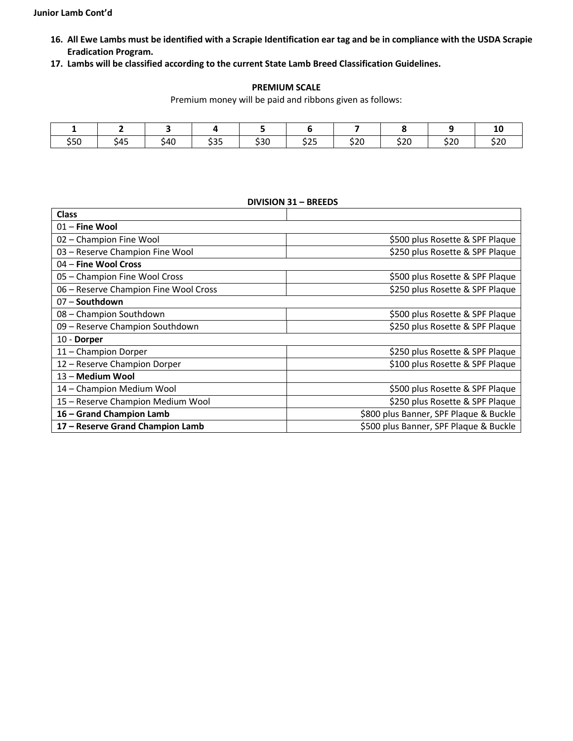**Junior Lamb Cont'd**

16. **All Ewe Lambs must be identified with a Scrapie Identification ear tag and be in compliance with the USDA Scrapie Eradication Program.**
17. **Lambs will be classified according to the current State Lamb Breed Classification Guidelines.**

**PREMIUM SCALE**

Premium money will be paid and ribbons given as follows:

| 1 | 2 | 3 | 4 | 5 | 6 | 7 | 8 | 9 | 10 |
|---|---|---|---|---|---|---|---|---|---|
| $50 | $45 | $40 | $35 | $30 | $25 | $20 | $20 | $20 | $20 |

**DIVISION 31 – BREEDS**

| Class | |
|---|---|
| 01 – **Fine Wool** | |
| 02 – Champion Fine Wool | $500 plus Rosette & SPF Plaque |
| 03 – Reserve Champion Fine Wool | $250 plus Rosette & SPF Plaque |
| 04 – **Fine Wool Cross** | |
| 05 – Champion Fine Wool Cross | $500 plus Rosette & SPF Plaque |
| 06 – Reserve Champion Fine Wool Cross | $250 plus Rosette & SPF Plaque |
| 07 – **Southdown** | |
| 08 – Champion Southdown | $500 plus Rosette & SPF Plaque |
| 09 – Reserve Champion Southdown | $250 plus Rosette & SPF Plaque |
| 10 - **Dorper** | |
| 11 – Champion Dorper | $250 plus Rosette & SPF Plaque |
| 12 – Reserve Champion Dorper | $100 plus Rosette & SPF Plaque |
| 13 – **Medium Wool** | |
| 14 – Champion Medium Wool | $500 plus Rosette & SPF Plaque |
| 15 – Reserve Champion Medium Wool | $250 plus Rosette & SPF Plaque |
| **16 – Grand Champion Lamb** | $800 plus Banner, SPF Plaque & Buckle |
| **17 – Reserve Grand Champion Lamb** | $500 plus Banner, SPF Plaque & Buckle |